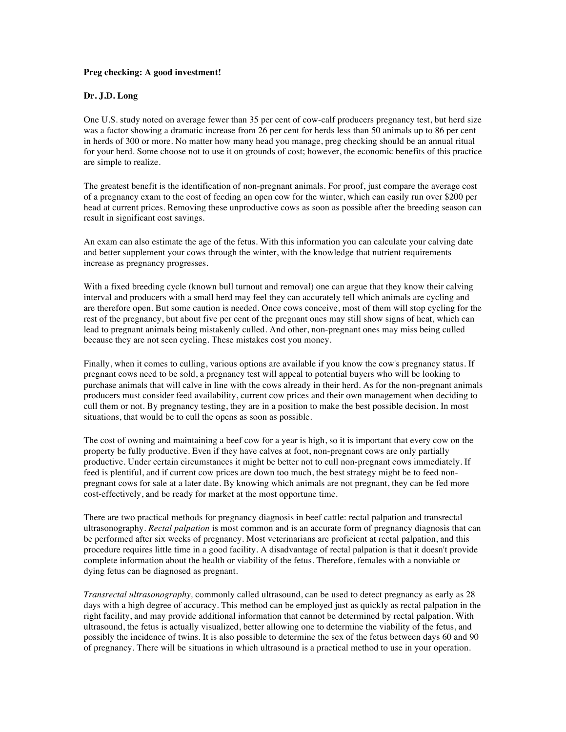**Preg checking: A good investment!**

**Dr. J.D. Long**

One U.S. study noted on average fewer than 35 per cent of cow-calf producers pregnancy test, but herd size was a factor showing a dramatic increase from 26 per cent for herds less than 50 animals up to 86 per cent in herds of 300 or more. No matter how many head you manage, preg checking should be an annual ritual for your herd. Some choose not to use it on grounds of cost; however, the economic benefits of this practice are simple to realize.

The greatest benefit is the identification of non-pregnant animals. For proof, just compare the average cost of a pregnancy exam to the cost of feeding an open cow for the winter, which can easily run over $200 per head at current prices. Removing these unproductive cows as soon as possible after the breeding season can result in significant cost savings.

An exam can also estimate the age of the fetus. With this information you can calculate your calving date and better supplement your cows through the winter, with the knowledge that nutrient requirements increase as pregnancy progresses.

With a fixed breeding cycle (known bull turnout and removal) one can argue that they know their calving interval and producers with a small herd may feel they can accurately tell which animals are cycling and are therefore open. But some caution is needed. Once cows conceive, most of them will stop cycling for the rest of the pregnancy, but about five per cent of the pregnant ones may still show signs of heat, which can lead to pregnant animals being mistakenly culled. And other, non-pregnant ones may miss being culled because they are not seen cycling. These mistakes cost you money.

Finally, when it comes to culling, various options are available if you know the cow's pregnancy status. If pregnant cows need to be sold, a pregnancy test will appeal to potential buyers who will be looking to purchase animals that will calve in line with the cows already in their herd. As for the non-pregnant animals producers must consider feed availability, current cow prices and their own management when deciding to cull them or not. By pregnancy testing, they are in a position to make the best possible decision. In most situations, that would be to cull the opens as soon as possible.

The cost of owning and maintaining a beef cow for a year is high, so it is important that every cow on the property be fully productive. Even if they have calves at foot, non-pregnant cows are only partially productive. Under certain circumstances it might be better not to cull non-pregnant cows immediately. If feed is plentiful, and if current cow prices are down too much, the best strategy might be to feed non-pregnant cows for sale at a later date. By knowing which animals are not pregnant, they can be fed more cost-effectively, and be ready for market at the most opportune time.

There are two practical methods for pregnancy diagnosis in beef cattle: rectal palpation and transrectal ultrasonography. *Rectal palpation* is most common and is an accurate form of pregnancy diagnosis that can be performed after six weeks of pregnancy. Most veterinarians are proficient at rectal palpation, and this procedure requires little time in a good facility. A disadvantage of rectal palpation is that it doesn't provide complete information about the health or viability of the fetus. Therefore, females with a nonviable or dying fetus can be diagnosed as pregnant.

*Transrectal ultrasonography,* commonly called ultrasound, can be used to detect pregnancy as early as 28 days with a high degree of accuracy. This method can be employed just as quickly as rectal palpation in the right facility, and may provide additional information that cannot be determined by rectal palpation. With ultrasound, the fetus is actually visualized, better allowing one to determine the viability of the fetus, and possibly the incidence of twins. It is also possible to determine the sex of the fetus between days 60 and 90 of pregnancy. There will be situations in which ultrasound is a practical method to use in your operation.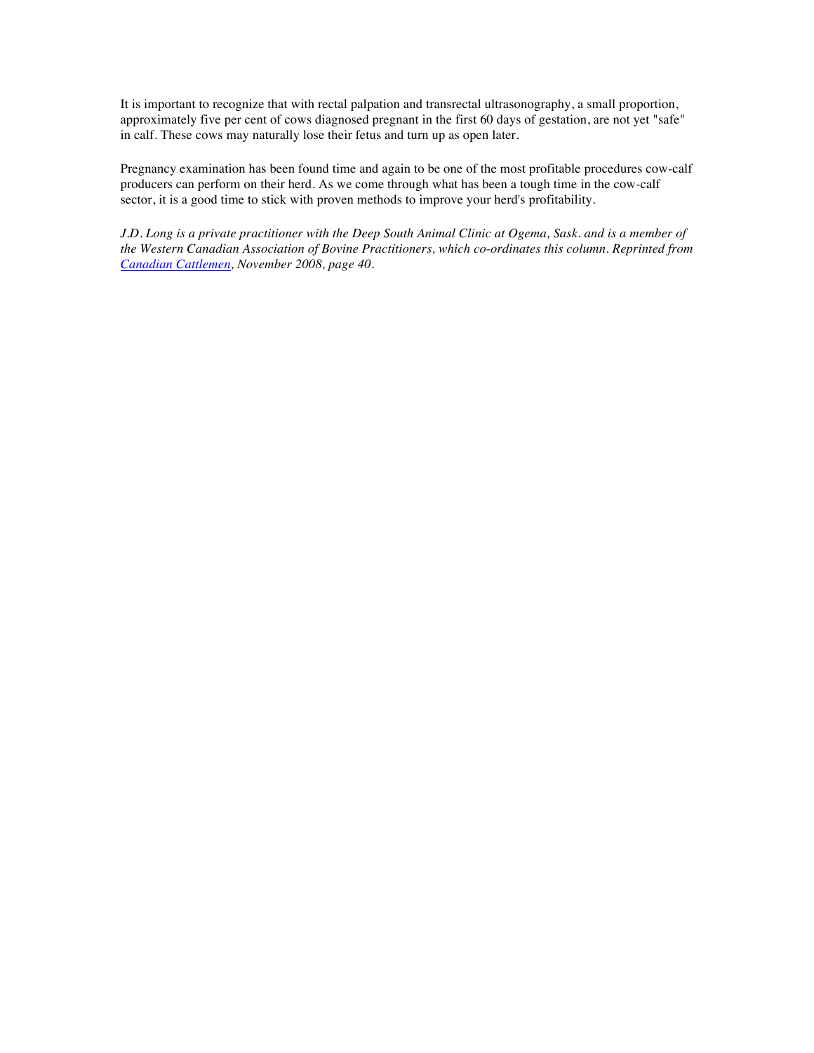It is important to recognize that with rectal palpation and transrectal ultrasonography, a small proportion, approximately five per cent of cows diagnosed pregnant in the first 60 days of gestation, are not yet "safe" in calf. These cows may naturally lose their fetus and turn up as open later.

Pregnancy examination has been found time and again to be one of the most profitable procedures cow-calf producers can perform on their herd. As we come through what has been a tough time in the cow-calf sector, it is a good time to stick with proven methods to improve your herd's profitability.

*J.D. Long is a private practitioner with the Deep South Animal Clinic at Ogema, Sask. and is a member of the Western Canadian Association of Bovine Practitioners, which co-ordinates this column. Reprinted from Canadian Cattlemen, November 2008, page 40.*